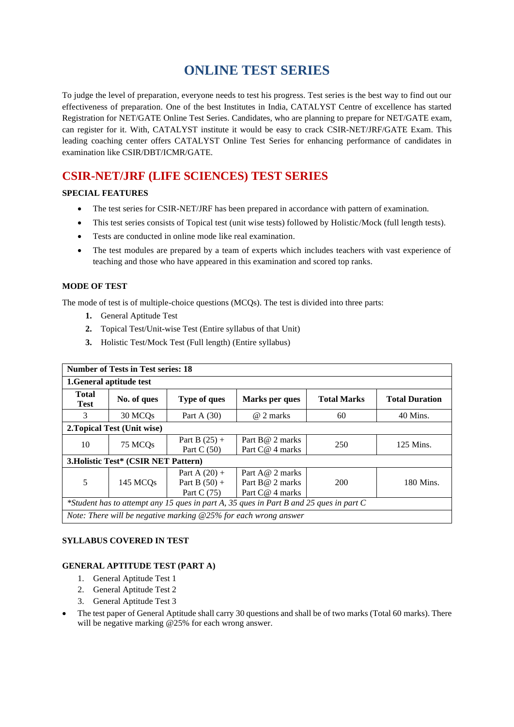# ONLINE TEST SERIES

To judge the level of preparation, everyone needs to test his progress. Test series is the best way to find out our effectiveness of preparation. One of the best Institutes in India, CATALYST Centre of excellence has started Registration for NET/GATE Online Test Series. Candidates, who are planning to prepare for NET/GATE exam, can register for it. With, CATALYST institute it would be easy to crack CSIR-NET/JRF/GATE Exam. This leading coaching center offers CATALYST Online Test Series for enhancing performance of candidates in examination like CSIR/DBT/ICMR/GATE.

## CSIR-NET/JRF (LIFE SCIENCES) TEST SERIES

**SPECIAL FEATURES**

- The test series for CSIR-NET/JRF has been prepared in accordance with pattern of examination.
- This test series consists of Topical test (unit wise tests) followed by Holistic/Mock (full length tests).
- Tests are conducted in online mode like real examination.
- The test modules are prepared by a team of experts which includes teachers with vast experience of teaching and those who have appeared in this examination and scored top ranks.

**MODE OF TEST**

The mode of test is of multiple-choice questions (MCQs). The test is divided into three parts:

1. General Aptitude Test
2. Topical Test/Unit-wise Test (Entire syllabus of that Unit)
3. Holistic Test/Mock Test (Full length) (Entire syllabus)

| **Number of Tests in Test series: 18** | | | | | |
|---|---|---|---|---|---|
| **1.General aptitude test** | | | | | |
| **Total Test** | **No. of ques** | **Type of ques** | **Marks per ques** | **Total Marks** | **Total Duration** |
| 3 | 30 MCQs | Part A (30) | @ 2 marks | 60 | 40 Mins. |
| **2.Topical Test (Unit wise)** | | | | | |
| 10 | 75 MCQs | Part B (25) + Part C (50) | Part B@ 2 marks Part C@ 4 marks | 250 | 125 Mins. |
| **3.Holistic Test* (CSIR NET Pattern)** | | | | | |
| 5 | 145 MCQs | Part A (20) + Part B (50) + Part C (75) | Part A@ 2 marks Part B@ 2 marks Part C@ 4 marks | 200 | 180 Mins. |
| *\*Student has to attempt any 15 ques in part A, 35 ques in Part B and 25 ques in part C* | | | | | |
| *Note: There will be negative marking @25% for each wrong answer* | | | | | |

**SYLLABUS COVERED IN TEST**

**GENERAL APTITUDE TEST (PART A)**

1. General Aptitude Test 1
2. General Aptitude Test 2
3. General Aptitude Test 3

- The test paper of General Aptitude shall carry 30 questions and shall be of two marks (Total 60 marks). There will be negative marking @25% for each wrong answer.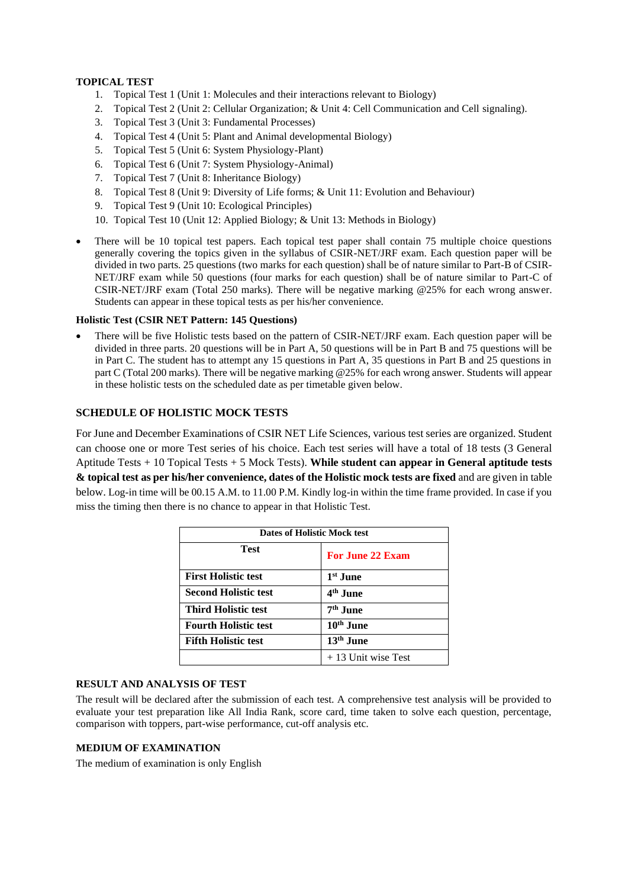**TOPICAL TEST**

1. Topical Test 1 (Unit 1: Molecules and their interactions relevant to Biology)
2. Topical Test 2 (Unit 2: Cellular Organization; & Unit 4: Cell Communication and Cell signaling).
3. Topical Test 3 (Unit 3: Fundamental Processes)
4. Topical Test 4 (Unit 5: Plant and Animal developmental Biology)
5. Topical Test 5 (Unit 6: System Physiology-Plant)
6. Topical Test 6 (Unit 7: System Physiology-Animal)
7. Topical Test 7 (Unit 8: Inheritance Biology)
8. Topical Test 8 (Unit 9: Diversity of Life forms; & Unit 11: Evolution and Behaviour)
9. Topical Test 9 (Unit 10: Ecological Principles)
10. Topical Test 10 (Unit 12: Applied Biology; & Unit 13: Methods in Biology)

- There will be 10 topical test papers. Each topical test paper shall contain 75 multiple choice questions generally covering the topics given in the syllabus of CSIR-NET/JRF exam. Each question paper will be divided in two parts. 25 questions (two marks for each question) shall be of nature similar to Part-B of CSIR-NET/JRF exam while 50 questions (four marks for each question) shall be of nature similar to Part-C of CSIR-NET/JRF exam (Total 250 marks). There will be negative marking @25% for each wrong answer. Students can appear in these topical tests as per his/her convenience.

**Holistic Test (CSIR NET Pattern: 145 Questions)**

- There will be five Holistic tests based on the pattern of CSIR-NET/JRF exam. Each question paper will be divided in three parts. 20 questions will be in Part A, 50 questions will be in Part B and 75 questions will be in Part C. The student has to attempt any 15 questions in Part A, 35 questions in Part B and 25 questions in part C (Total 200 marks). There will be negative marking @25% for each wrong answer. Students will appear in these holistic tests on the scheduled date as per timetable given below.

## SCHEDULE OF HOLISTIC MOCK TESTS

For June and December Examinations of CSIR NET Life Sciences, various test series are organized. Student can choose one or more Test series of his choice. Each test series will have a total of 18 tests (3 General Aptitude Tests + 10 Topical Tests + 5 Mock Tests). **While student can appear in General aptitude tests & topical test as per his/her convenience, dates of the Holistic mock tests are fixed** and are given in table below. Log-in time will be 00.15 A.M. to 11.00 P.M. Kindly log-in within the time frame provided. In case if you miss the timing then there is no chance to appear in that Holistic Test.

| Dates of Holistic Mock test | |
|---|---|
| **Test** | **For June 22 Exam** |
| **First Holistic test** | **1st June** |
| **Second Holistic test** | **4th June** |
| **Third Holistic test** | **7th June** |
| **Fourth Holistic test** | **10th June** |
| **Fifth Holistic test** | **13th June** |
| | + 13 Unit wise Test |

**RESULT AND ANALYSIS OF TEST**

The result will be declared after the submission of each test. A comprehensive test analysis will be provided to evaluate your test preparation like All India Rank, score card, time taken to solve each question, percentage, comparison with toppers, part-wise performance, cut-off analysis etc.

**MEDIUM OF EXAMINATION**

The medium of examination is only English